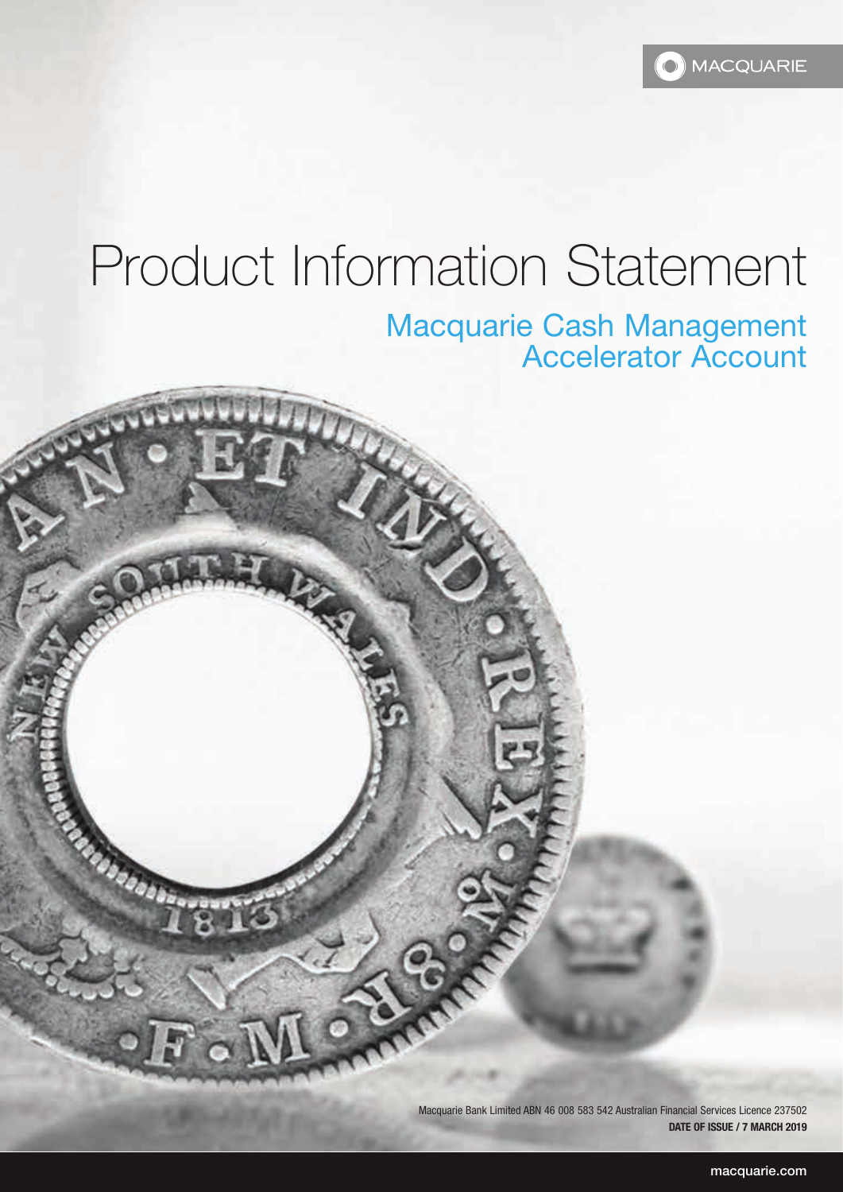MACQUARIE

# Product Information Statement

## Macquarie Cash Management Accelerator Account

Macquarie Bank Limited ABN 46 008 583 542 Australian Financial Services Licence 237502

**DATE OF ISSUE / 7 MARCH 2019**

macquarie.com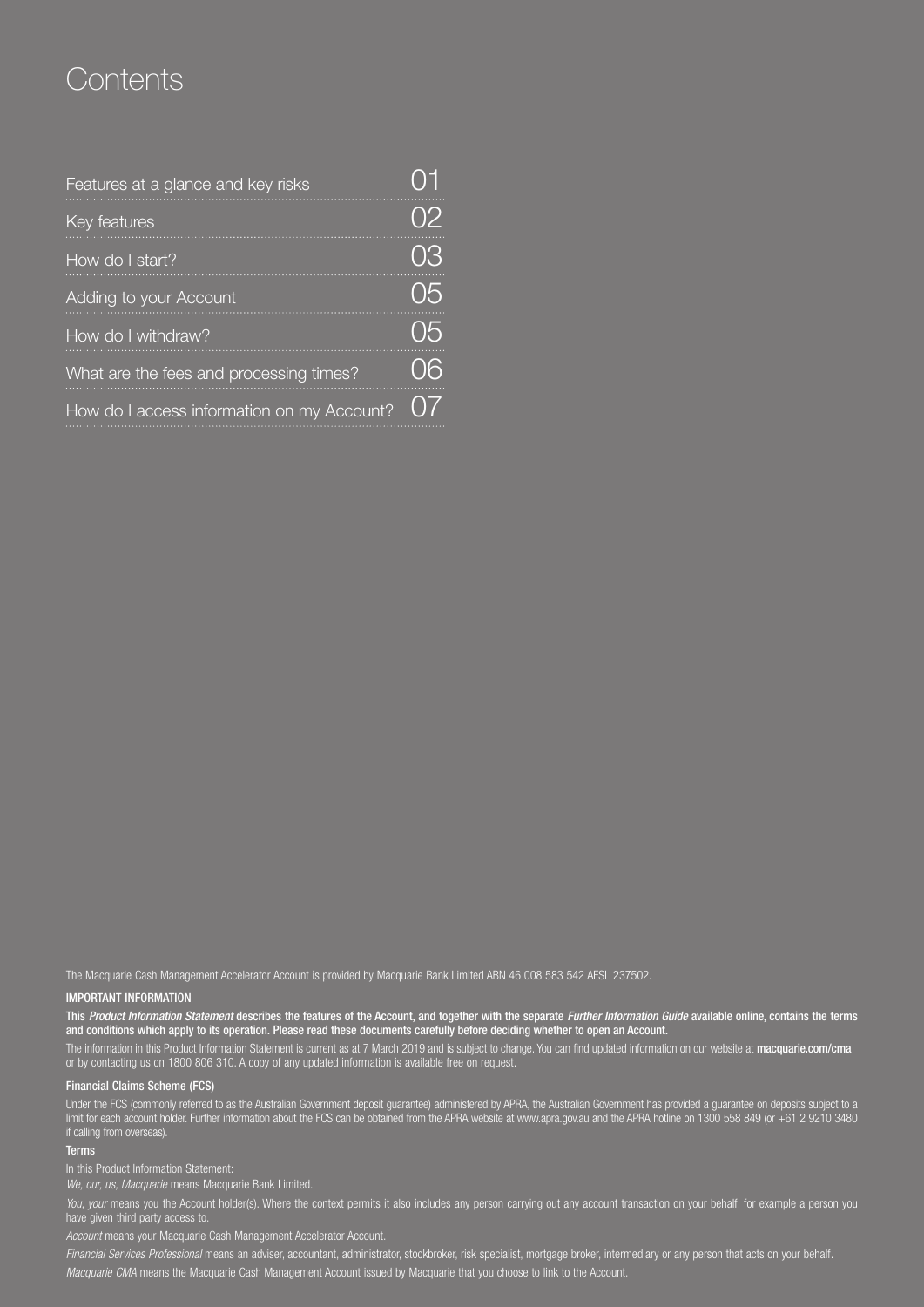# Contents

| | |
|---|---|
| Features at a glance and key risks | 01 |
| Key features | 02 |
| How do I start? | 03 |
| Adding to your Account | 05 |
| How do I withdraw? | 05 |
| What are the fees and processing times? | 06 |
| How do I access information on my Account? | 07 |

The Macquarie Cash Management Accelerator Account is provided by Macquarie Bank Limited ABN 46 008 583 542 AFSL 237502.

**IMPORTANT INFORMATION**

**This *Product Information Statement* describes the features of the Account, and together with the separate *Further Information Guide* available online, contains the terms and conditions which apply to its operation. Please read these documents carefully before deciding whether to open an Account.**

The information in this Product Information Statement is current as at 7 March 2019 and is subject to change. You can find updated information on our website at **macquarie.com/cma** or by contacting us on 1800 806 310. A copy of any updated information is available free on request.

**Financial Claims Scheme (FCS)**

Under the FCS (commonly referred to as the Australian Government deposit guarantee) administered by APRA, the Australian Government has provided a guarantee on deposits subject to a limit for each account holder. Further information about the FCS can be obtained from the APRA website at www.apra.gov.au and the APRA hotline on 1300 558 849 (or +61 2 9210 3480 if calling from overseas).

**Terms**

In this Product Information Statement:

*We, our, us, Macquarie* means Macquarie Bank Limited.

*You, your* means you the Account holder(s). Where the context permits it also includes any person carrying out any account transaction on your behalf, for example a person you have given third party access to.

*Account* means your Macquarie Cash Management Accelerator Account.

*Financial Services Professional* means an adviser, accountant, administrator, stockbroker, risk specialist, mortgage broker, intermediary or any person that acts on your behalf.

*Macquarie CMA* means the Macquarie Cash Management Account issued by Macquarie that you choose to link to the Account.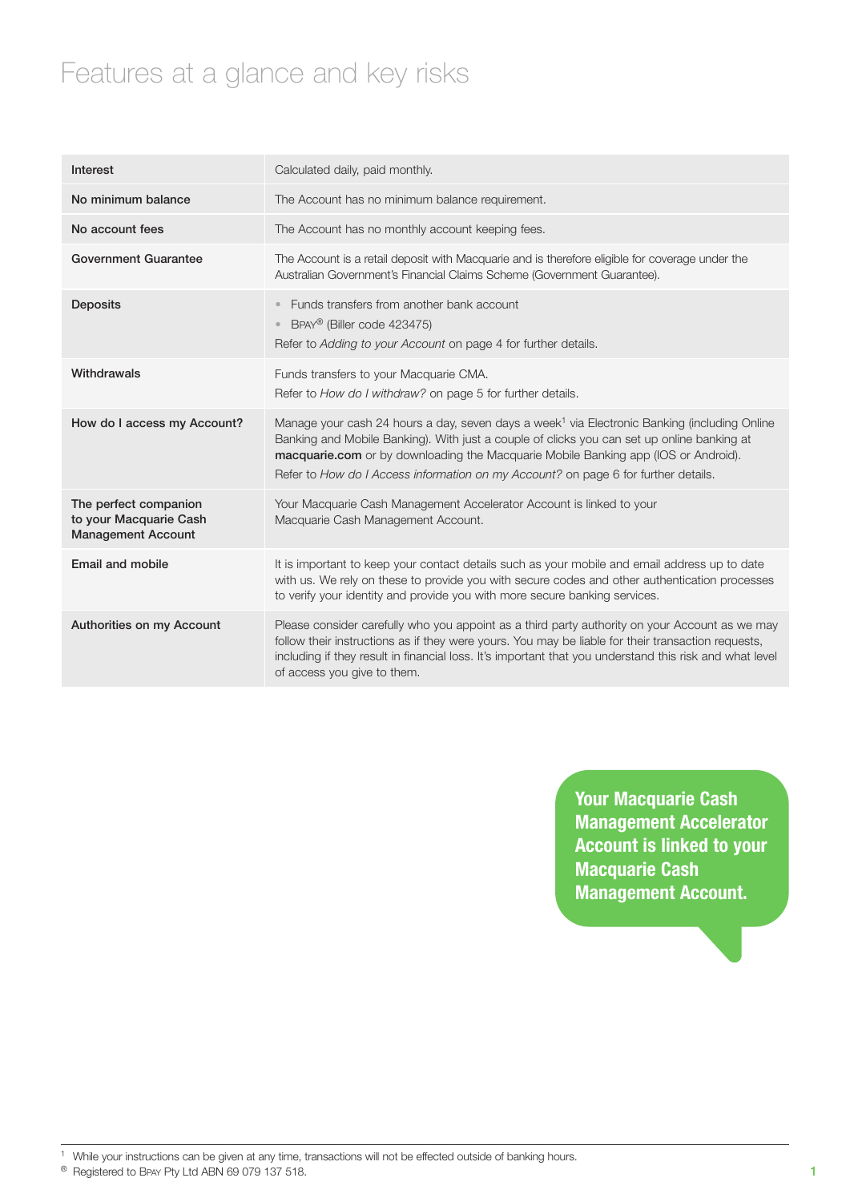# Features at a glance and key risks

| | |
|---|---|
| **Interest** | Calculated daily, paid monthly. |
| **No minimum balance** | The Account has no minimum balance requirement. |
| **No account fees** | The Account has no monthly account keeping fees. |
| **Government Guarantee** | The Account is a retail deposit with Macquarie and is therefore eligible for coverage under the Australian Government's Financial Claims Scheme (Government Guarantee). |
| **Deposits** | • Funds transfers from another bank account<br>• BPAY® (Biller code 423475)<br>Refer to *Adding to your Account* on page 4 for further details. |
| **Withdrawals** | Funds transfers to your Macquarie CMA.<br>Refer to *How do I withdraw?* on page 5 for further details. |
| **How do I access my Account?** | Manage your cash 24 hours a day, seven days a week[1] via Electronic Banking (including Online Banking and Mobile Banking). With just a couple of clicks you can set up online banking at **macquarie.com** or by downloading the Macquarie Mobile Banking app (IOS or Android).<br>Refer to *How do I Access information on my Account?* on page 6 for further details. |
| **The perfect companion to your Macquarie Cash Management Account** | Your Macquarie Cash Management Accelerator Account is linked to your Macquarie Cash Management Account. |
| **Email and mobile** | It is important to keep your contact details such as your mobile and email address up to date with us. We rely on these to provide you with secure codes and other authentication processes to verify your identity and provide you with more secure banking services. |
| **Authorities on my Account** | Please consider carefully who you appoint as a third party authority on your Account as we may follow their instructions as if they were yours. You may be liable for their transaction requests, including if they result in financial loss. It's important that you understand this risk and what level of access you give to them. |

**Your Macquarie Cash Management Accelerator Account is linked to your Macquarie Cash Management Account.**

[1] While your instructions can be given at any time, transactions will not be effected outside of banking hours.

® Registered to BPAY Pty Ltd ABN 69 079 137 518.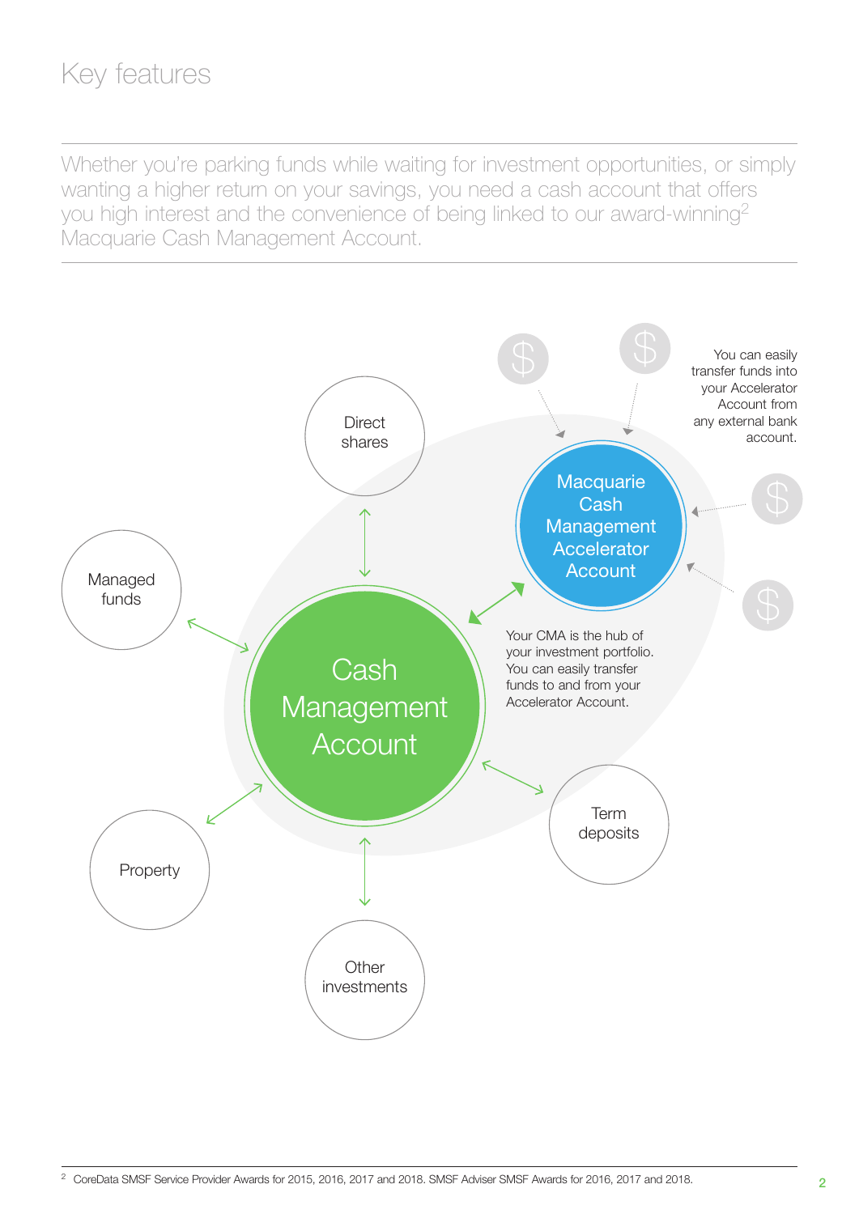# Key features

Whether you're parking funds while waiting for investment opportunities, or simply wanting a higher return on your savings, you need a cash account that offers you high interest and the convenience of being linked to our award-winning[2] Macquarie Cash Management Account.

Direct shares

Managed funds

Cash Management Account

Property

Other investments

Term deposits

Macquarie Cash Management Accelerator Account

You can easily transfer funds into your Accelerator Account from any external bank account.

Your CMA is the hub of your investment portfolio. You can easily transfer funds to and from your Accelerator Account.

---

[2] CoreData SMSF Service Provider Awards for 2015, 2016, 2017 and 2018. SMSF Adviser SMSF Awards for 2016, 2017 and 2018.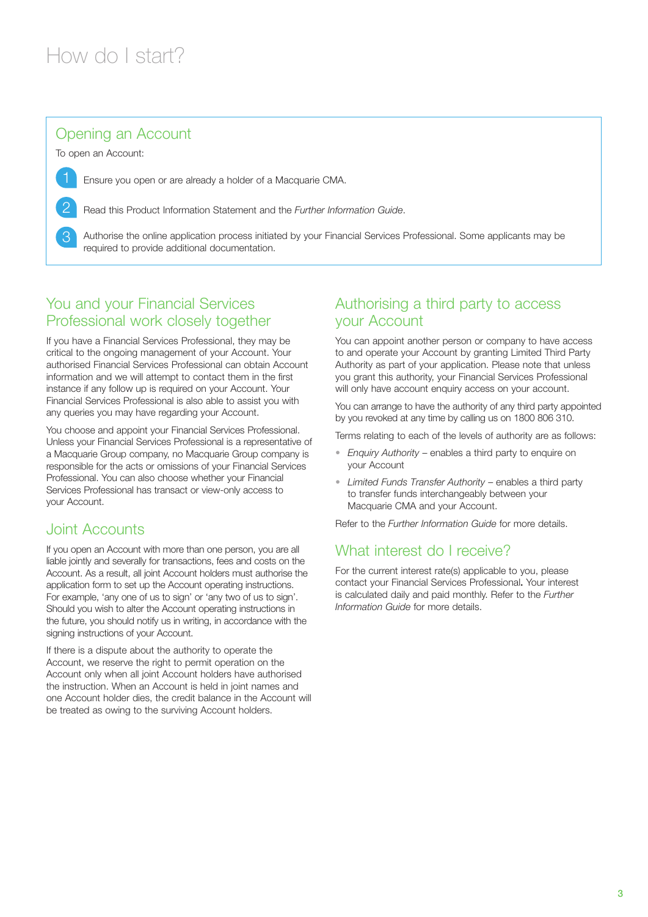# How do I start?

## Opening an Account

To open an Account:

1. Ensure you open or are already a holder of a Macquarie CMA.
2. Read this Product Information Statement and the *Further Information Guide*.
3. Authorise the online application process initiated by your Financial Services Professional. Some applicants may be required to provide additional documentation.

## You and your Financial Services Professional work closely together

If you have a Financial Services Professional, they may be critical to the ongoing management of your Account. Your authorised Financial Services Professional can obtain Account information and we will attempt to contact them in the first instance if any follow up is required on your Account. Your Financial Services Professional is also able to assist you with any queries you may have regarding your Account.

You choose and appoint your Financial Services Professional. Unless your Financial Services Professional is a representative of a Macquarie Group company, no Macquarie Group company is responsible for the acts or omissions of your Financial Services Professional. You can also choose whether your Financial Services Professional has transact or view-only access to your Account.

## Joint Accounts

If you open an Account with more than one person, you are all liable jointly and severally for transactions, fees and costs on the Account. As a result, all joint Account holders must authorise the application form to set up the Account operating instructions. For example, 'any one of us to sign' or 'any two of us to sign'. Should you wish to alter the Account operating instructions in the future, you should notify us in writing, in accordance with the signing instructions of your Account.

If there is a dispute about the authority to operate the Account, we reserve the right to permit operation on the Account only when all joint Account holders have authorised the instruction. When an Account is held in joint names and one Account holder dies, the credit balance in the Account will be treated as owing to the surviving Account holders.

## Authorising a third party to access your Account

You can appoint another person or company to have access to and operate your Account by granting Limited Third Party Authority as part of your application. Please note that unless you grant this authority, your Financial Services Professional will only have account enquiry access on your account.

You can arrange to have the authority of any third party appointed by you revoked at any time by calling us on 1800 806 310.

Terms relating to each of the levels of authority are as follows:

- *Enquiry Authority* – enables a third party to enquire on your Account
- *Limited Funds Transfer Authority* – enables a third party to transfer funds interchangeably between your Macquarie CMA and your Account.

Refer to the *Further Information Guide* for more details.

## What interest do I receive?

For the current interest rate(s) applicable to you, please contact your Financial Services Professional**.** Your interest is calculated daily and paid monthly. Refer to the *Further Information Guide* for more details.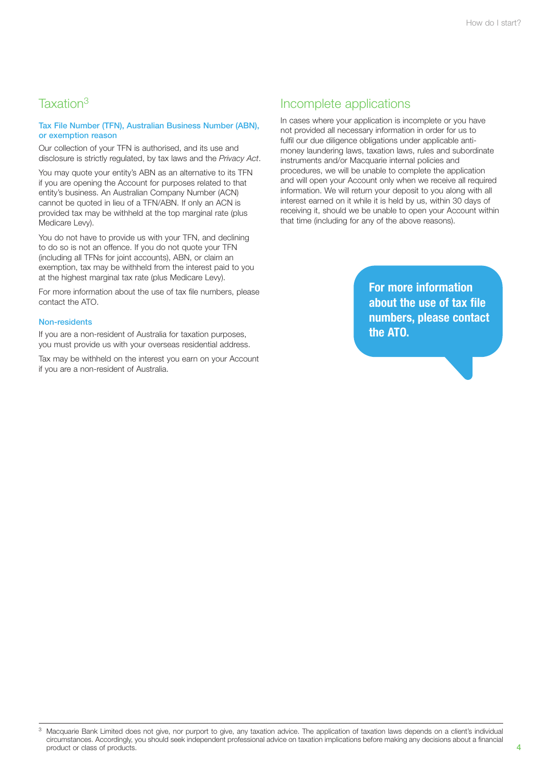## Taxation[3]

### Tax File Number (TFN), Australian Business Number (ABN), or exemption reason

Our collection of your TFN is authorised, and its use and disclosure is strictly regulated, by tax laws and the *Privacy Act*.

You may quote your entity's ABN as an alternative to its TFN if you are opening the Account for purposes related to that entity's business. An Australian Company Number (ACN) cannot be quoted in lieu of a TFN/ABN. If only an ACN is provided tax may be withheld at the top marginal rate (plus Medicare Levy).

You do not have to provide us with your TFN, and declining to do so is not an offence. If you do not quote your TFN (including all TFNs for joint accounts), ABN, or claim an exemption, tax may be withheld from the interest paid to you at the highest marginal tax rate (plus Medicare Levy).

For more information about the use of tax file numbers, please contact the ATO.

### Non-residents

If you are a non-resident of Australia for taxation purposes, you must provide us with your overseas residential address.

Tax may be withheld on the interest you earn on your Account if you are a non-resident of Australia.

## Incomplete applications

In cases where your application is incomplete or you have not provided all necessary information in order for us to fulfil our due diligence obligations under applicable anti-money laundering laws, taxation laws, rules and subordinate instruments and/or Macquarie internal policies and procedures, we will be unable to complete the application and will open your Account only when we receive all required information. We will return your deposit to you along with all interest earned on it while it is held by us, within 30 days of receiving it, should we be unable to open your Account within that time (including for any of the above reasons).

**For more information about the use of tax file numbers, please contact the ATO.**

[3] Macquarie Bank Limited does not give, nor purport to give, any taxation advice. The application of taxation laws depends on a client's individual circumstances. Accordingly, you should seek independent professional advice on taxation implications before making any decisions about a financial product or class of products.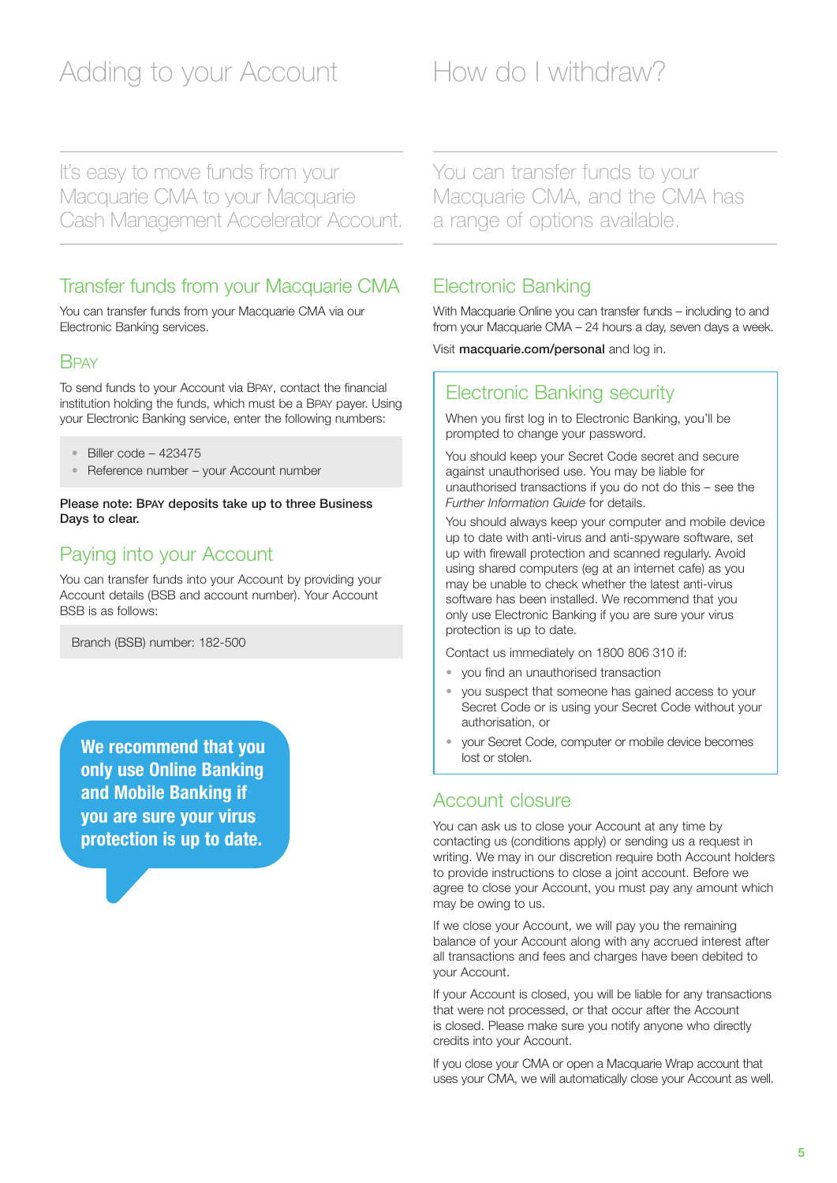# Adding to your Account

It's easy to move funds from your Macquarie CMA to your Macquarie Cash Management Accelerator Account.

## Transfer funds from your Macquarie CMA

You can transfer funds from your Macquarie CMA via our Electronic Banking services.

## BPAY

To send funds to your Account via BPAY, contact the financial institution holding the funds, which must be a BPAY payer. Using your Electronic Banking service, enter the following numbers:

- Biller code – 423475
- Reference number – your Account number

**Please note: BPAY deposits take up to three Business Days to clear.**

## Paying into your Account

You can transfer funds into your Account by providing your Account details (BSB and account number). Your Account BSB is as follows:

Branch (BSB) number: 182-500

**We recommend that you only use Online Banking and Mobile Banking if you are sure your virus protection is up to date.**

# How do I withdraw?

You can transfer funds to your Macquarie CMA, and the CMA has a range of options available.

## Electronic Banking

With Macquarie Online you can transfer funds – including to and from your Macquarie CMA – 24 hours a day, seven days a week.

Visit **macquarie.com/personal** and log in.

### Electronic Banking security

When you first log in to Electronic Banking, you'll be prompted to change your password.

You should keep your Secret Code secret and secure against unauthorised use. You may be liable for unauthorised transactions if you do not do this – see the *Further Information Guide* for details.

You should always keep your computer and mobile device up to date with anti-virus and anti-spyware software, set up with firewall protection and scanned regularly. Avoid using shared computers (eg at an internet cafe) as you may be unable to check whether the latest anti-virus software has been installed. We recommend that you only use Electronic Banking if you are sure your virus protection is up to date.

Contact us immediately on 1800 806 310 if:

- you find an unauthorised transaction
- you suspect that someone has gained access to your Secret Code or is using your Secret Code without your authorisation, or
- your Secret Code, computer or mobile device becomes lost or stolen.

## Account closure

You can ask us to close your Account at any time by contacting us (conditions apply) or sending us a request in writing. We may in our discretion require both Account holders to provide instructions to close a joint account. Before we agree to close your Account, you must pay any amount which may be owing to us.

If we close your Account, we will pay you the remaining balance of your Account along with any accrued interest after all transactions and fees and charges have been debited to your Account.

If your Account is closed, you will be liable for any transactions that were not processed, or that occur after the Account is closed. Please make sure you notify anyone who directly credits into your Account.

If you close your CMA or open a Macquarie Wrap account that uses your CMA, we will automatically close your Account as well.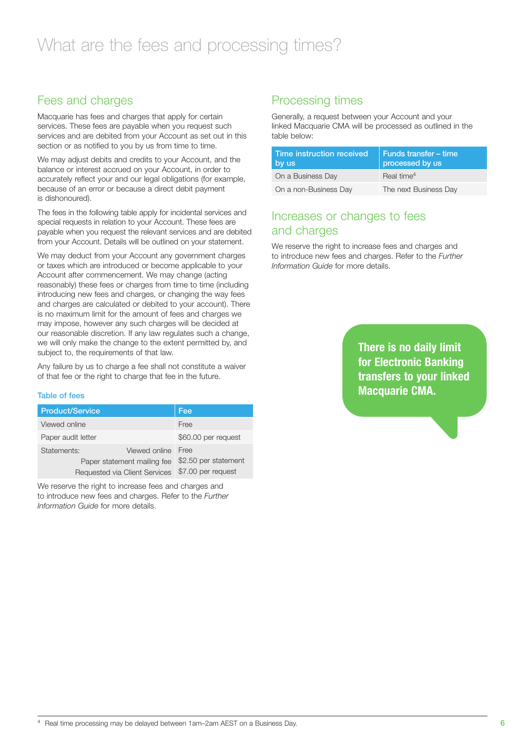# What are the fees and processing times?

## Fees and charges

Macquarie has fees and charges that apply for certain services. These fees are payable when you request such services and are debited from your Account as set out in this section or as notified to you by us from time to time.

We may adjust debits and credits to your Account, and the balance or interest accrued on your Account, in order to accurately reflect your and our legal obligations (for example, because of an error or because a direct debit payment is dishonoured).

The fees in the following table apply for incidental services and special requests in relation to your Account. These fees are payable when you request the relevant services and are debited from your Account. Details will be outlined on your statement.

We may deduct from your Account any government charges or taxes which are introduced or become applicable to your Account after commencement. We may change (acting reasonably) these fees or charges from time to time (including introducing new fees and charges, or changing the way fees and charges are calculated or debited to your account). There is no maximum limit for the amount of fees and charges we may impose, however any such charges will be decided at our reasonable discretion. If any law regulates such a change, we will only make the change to the extent permitted by, and subject to, the requirements of that law.

Any failure by us to charge a fee shall not constitute a waiver of that fee or the right to charge that fee in the future.

### Table of fees

| Product/Service | | Fee |
|---|---|---|
| Viewed online | | Free |
| Paper audit letter | | $60.00 per request |
| Statements: | Viewed online | Free |
| | Paper statement mailing fee | $2.50 per statement |
| | Requested via Client Services | $7.00 per request |

We reserve the right to increase fees and charges and to introduce new fees and charges. Refer to the *Further Information Guide* for more details.

## Processing times

Generally, a request between your Account and your linked Macquarie CMA will be processed as outlined in the table below:

| Time instruction received by us | Funds transfer – time processed by us |
|---|---|
| On a Business Day | Real time[4] |
| On a non-Business Day | The next Business Day |

## Increases or changes to fees and charges

We reserve the right to increase fees and charges and to introduce new fees and charges. Refer to the *Further Information Guide* for more details.

**There is no daily limit for Electronic Banking transfers to your linked Macquarie CMA.**

[4] Real time processing may be delayed between 1am–2am AEST on a Business Day.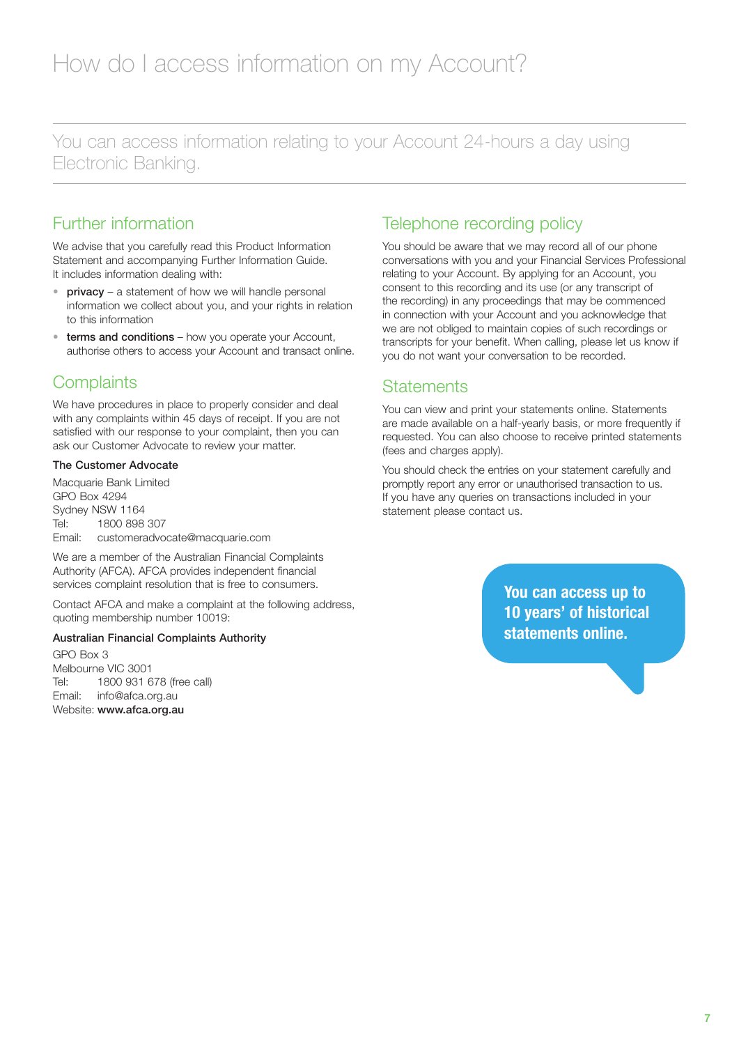# How do I access information on my Account?

You can access information relating to your Account 24-hours a day using Electronic Banking.

## Further information

We advise that you carefully read this Product Information Statement and accompanying Further Information Guide. It includes information dealing with:

- **privacy** – a statement of how we will handle personal information we collect about you, and your rights in relation to this information
- **terms and conditions** – how you operate your Account, authorise others to access your Account and transact online.

## Complaints

We have procedures in place to properly consider and deal with any complaints within 45 days of receipt. If you are not satisfied with our response to your complaint, then you can ask our Customer Advocate to review your matter.

**The Customer Advocate**

Macquarie Bank Limited
GPO Box 4294
Sydney NSW 1164
Tel: 1800 898 307
Email: customeradvocate@macquarie.com

We are a member of the Australian Financial Complaints Authority (AFCA). AFCA provides independent financial services complaint resolution that is free to consumers.

Contact AFCA and make a complaint at the following address, quoting membership number 10019:

**Australian Financial Complaints Authority**

GPO Box 3
Melbourne VIC 3001
Tel: 1800 931 678 (free call)
Email: info@afca.org.au
Website: **www.afca.org.au**

## Telephone recording policy

You should be aware that we may record all of our phone conversations with you and your Financial Services Professional relating to your Account. By applying for an Account, you consent to this recording and its use (or any transcript of the recording) in any proceedings that may be commenced in connection with your Account and you acknowledge that we are not obliged to maintain copies of such recordings or transcripts for your benefit. When calling, please let us know if you do not want your conversation to be recorded.

## Statements

You can view and print your statements online. Statements are made available on a half-yearly basis, or more frequently if requested. You can also choose to receive printed statements (fees and charges apply).

You should check the entries on your statement carefully and promptly report any error or unauthorised transaction to us. If you have any queries on transactions included in your statement please contact us.

**You can access up to 10 years' of historical statements online.**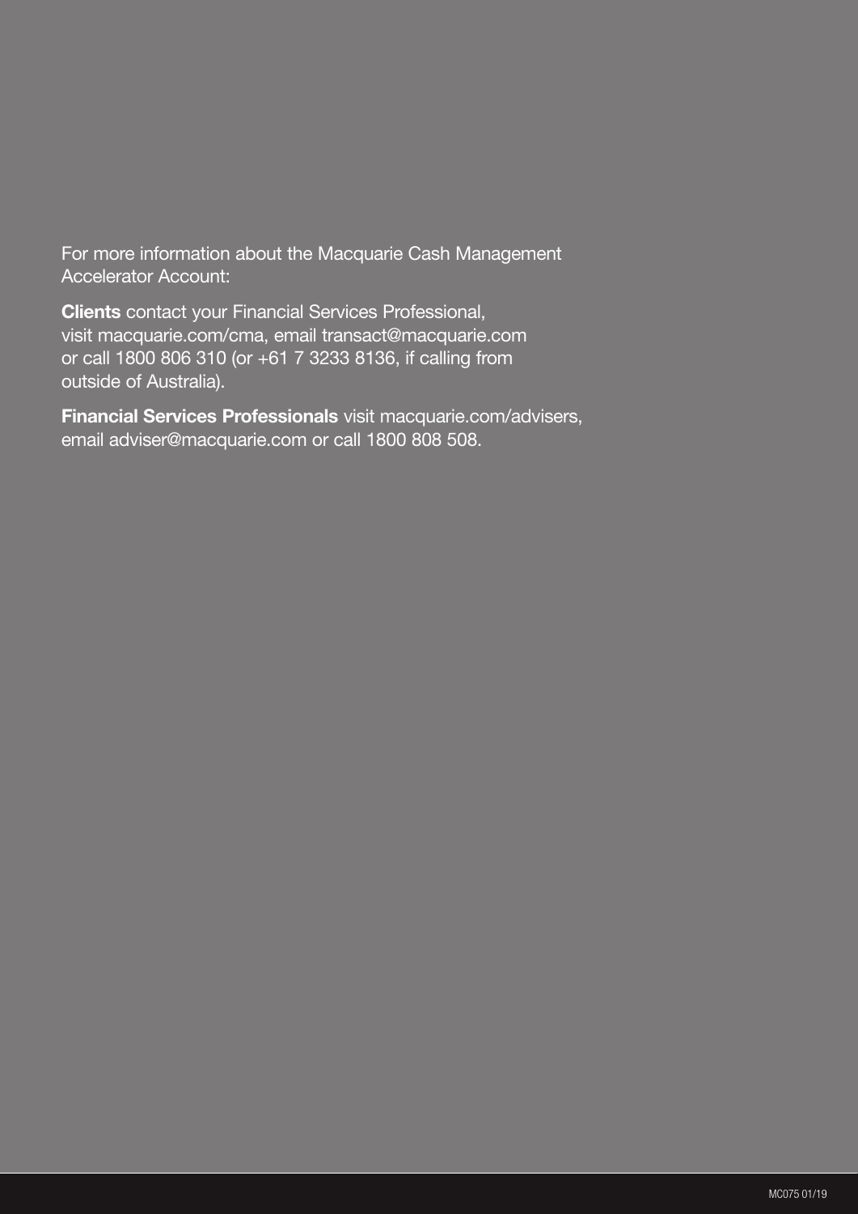For more information about the Macquarie Cash Management Accelerator Account:

**Clients** contact your Financial Services Professional, visit macquarie.com/cma, email transact@macquarie.com or call 1800 806 310 (or +61 7 3233 8136, if calling from outside of Australia).

**Financial Services Professionals** visit macquarie.com/advisers, email adviser@macquarie.com or call 1800 808 508.

MC075 01/19